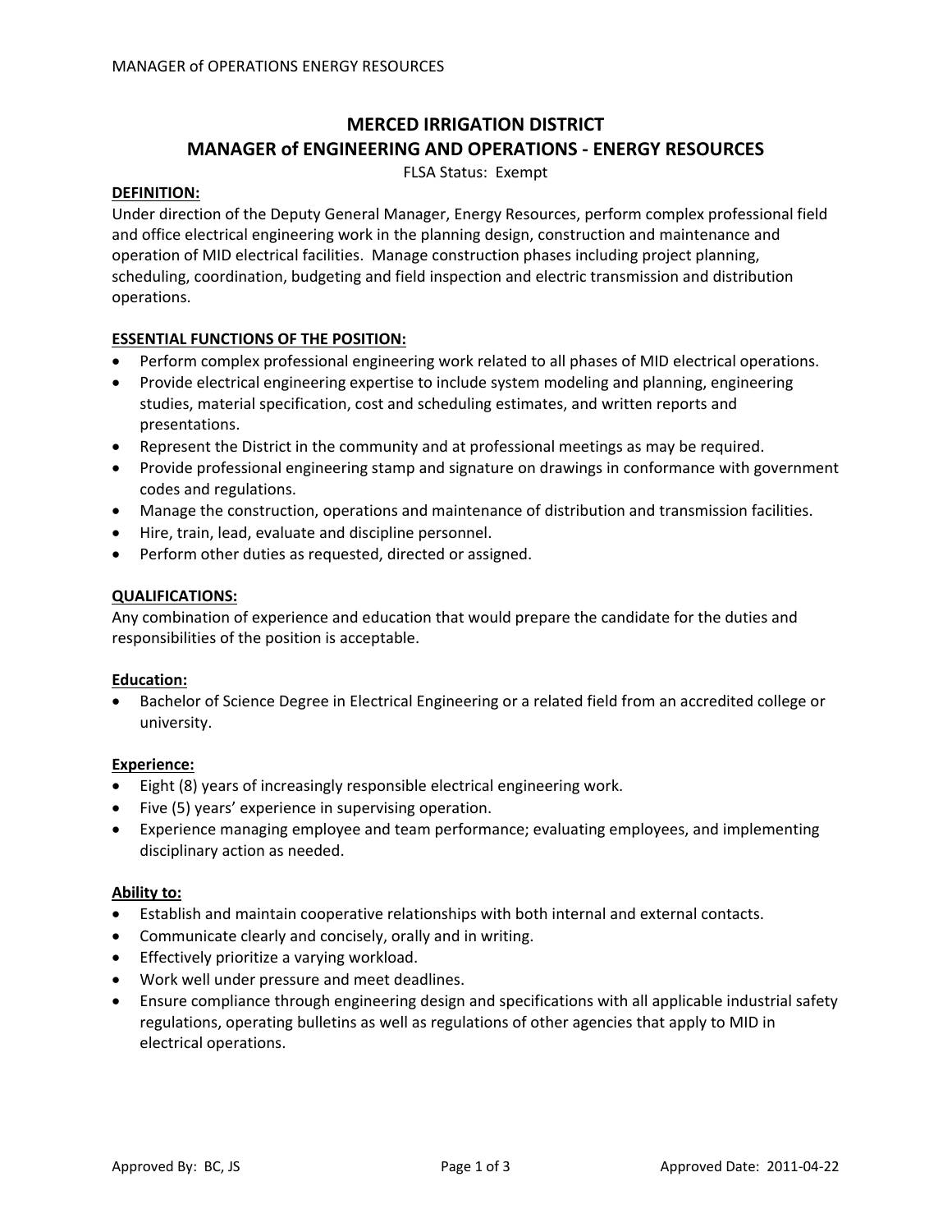# MERCED IRRIGATION DISTRICT

## MANAGER of ENGINEERING AND OPERATIONS - ENERGY RESOURCES

FLSA Status: Exempt

**DEFINITION:**

Under direction of the Deputy General Manager, Energy Resources, perform complex professional field and office electrical engineering work in the planning design, construction and maintenance and operation of MID electrical facilities. Manage construction phases including project planning, scheduling, coordination, budgeting and field inspection and electric transmission and distribution operations.

**ESSENTIAL FUNCTIONS OF THE POSITION:**

- Perform complex professional engineering work related to all phases of MID electrical operations.
- Provide electrical engineering expertise to include system modeling and planning, engineering studies, material specification, cost and scheduling estimates, and written reports and presentations.
- Represent the District in the community and at professional meetings as may be required.
- Provide professional engineering stamp and signature on drawings in conformance with government codes and regulations.
- Manage the construction, operations and maintenance of distribution and transmission facilities.
- Hire, train, lead, evaluate and discipline personnel.
- Perform other duties as requested, directed or assigned.

**QUALIFICATIONS:**

Any combination of experience and education that would prepare the candidate for the duties and responsibilities of the position is acceptable.

**Education:**

- Bachelor of Science Degree in Electrical Engineering or a related field from an accredited college or university.

**Experience:**

- Eight (8) years of increasingly responsible electrical engineering work.
- Five (5) years' experience in supervising operation.
- Experience managing employee and team performance; evaluating employees, and implementing disciplinary action as needed.

**Ability to:**

- Establish and maintain cooperative relationships with both internal and external contacts.
- Communicate clearly and concisely, orally and in writing.
- Effectively prioritize a varying workload.
- Work well under pressure and meet deadlines.
- Ensure compliance through engineering design and specifications with all applicable industrial safety regulations, operating bulletins as well as regulations of other agencies that apply to MID in electrical operations.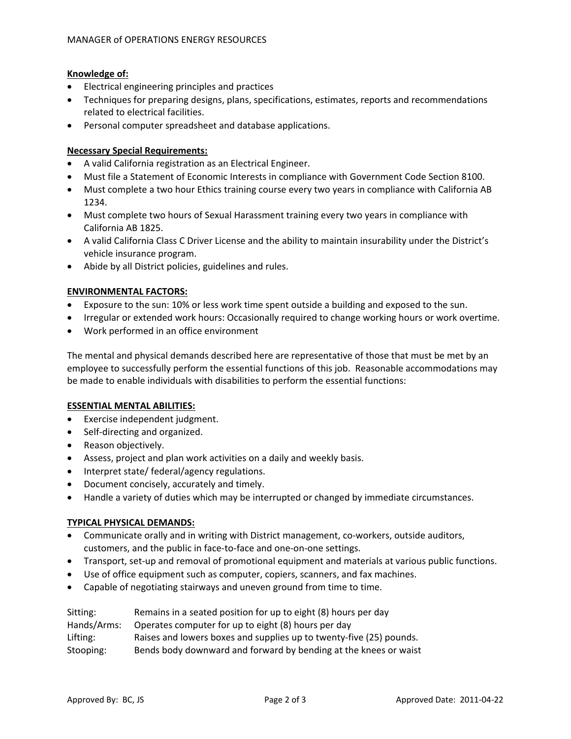**Knowledge of:**

- Electrical engineering principles and practices
- Techniques for preparing designs, plans, specifications, estimates, reports and recommendations related to electrical facilities.
- Personal computer spreadsheet and database applications.

**Necessary Special Requirements:**

- A valid California registration as an Electrical Engineer.
- Must file a Statement of Economic Interests in compliance with Government Code Section 8100.
- Must complete a two hour Ethics training course every two years in compliance with California AB 1234.
- Must complete two hours of Sexual Harassment training every two years in compliance with California AB 1825.
- A valid California Class C Driver License and the ability to maintain insurability under the District's vehicle insurance program.
- Abide by all District policies, guidelines and rules.

**ENVIRONMENTAL FACTORS:**

- Exposure to the sun: 10% or less work time spent outside a building and exposed to the sun.
- Irregular or extended work hours: Occasionally required to change working hours or work overtime.
- Work performed in an office environment

The mental and physical demands described here are representative of those that must be met by an employee to successfully perform the essential functions of this job. Reasonable accommodations may be made to enable individuals with disabilities to perform the essential functions:

**ESSENTIAL MENTAL ABILITIES:**

- Exercise independent judgment.
- Self-directing and organized.
- Reason objectively.
- Assess, project and plan work activities on a daily and weekly basis.
- Interpret state/ federal/agency regulations.
- Document concisely, accurately and timely.
- Handle a variety of duties which may be interrupted or changed by immediate circumstances.

**TYPICAL PHYSICAL DEMANDS:**

- Communicate orally and in writing with District management, co-workers, outside auditors, customers, and the public in face-to-face and one-on-one settings.
- Transport, set-up and removal of promotional equipment and materials at various public functions.
- Use of office equipment such as computer, copiers, scanners, and fax machines.
- Capable of negotiating stairways and uneven ground from time to time.

Sitting: Remains in a seated position for up to eight (8) hours per day
Hands/Arms: Operates computer for up to eight (8) hours per day
Lifting: Raises and lowers boxes and supplies up to twenty-five (25) pounds.
Stooping: Bends body downward and forward by bending at the knees or waist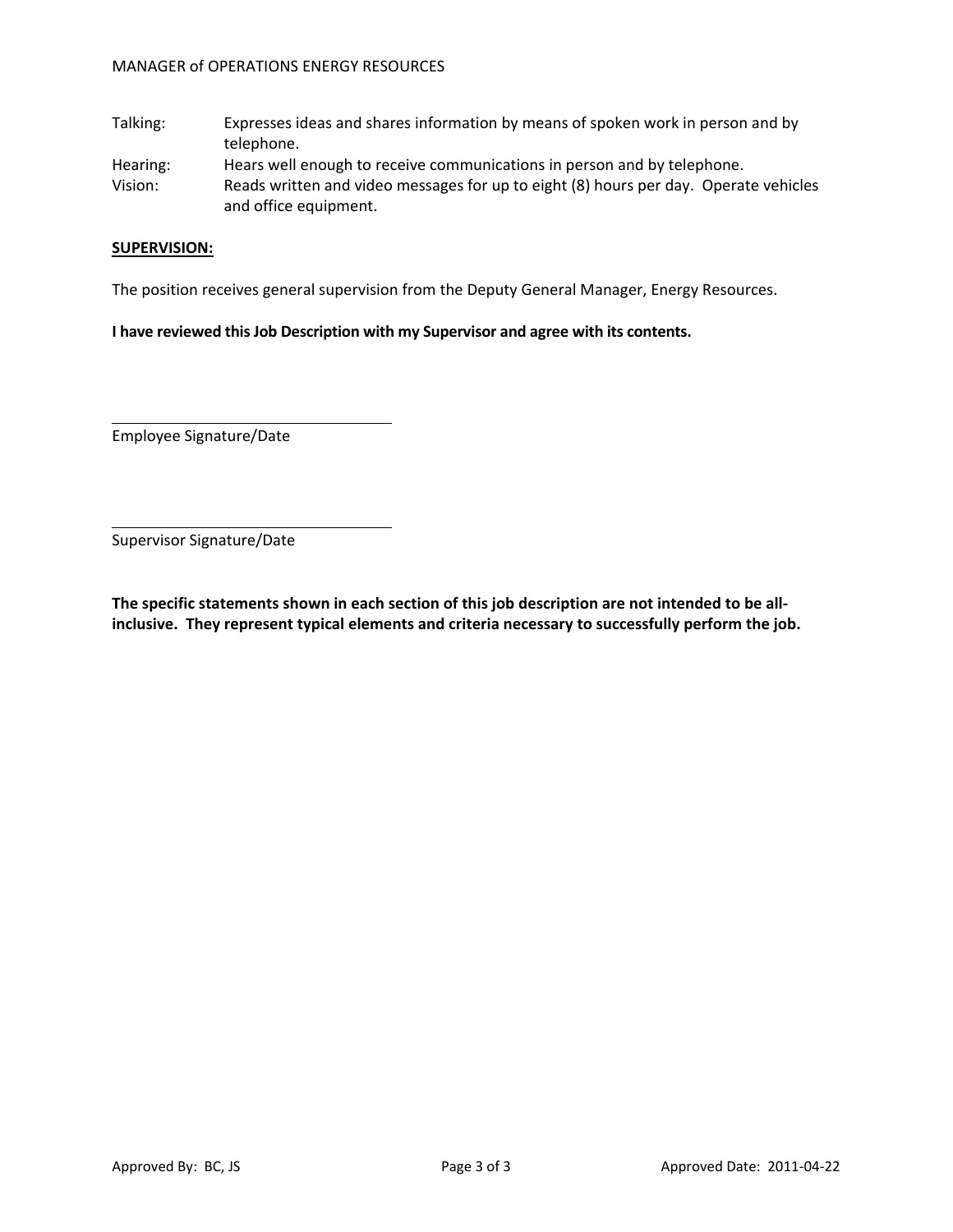Talking: Expresses ideas and shares information by means of spoken work in person and by telephone.

Hearing: Hears well enough to receive communications in person and by telephone.

Vision: Reads written and video messages for up to eight (8) hours per day. Operate vehicles and office equipment.

**SUPERVISION:**

The position receives general supervision from the Deputy General Manager, Energy Resources.

**I have reviewed this Job Description with my Supervisor and agree with its contents.**

______________________________
Employee Signature/Date

______________________________
Supervisor Signature/Date

**The specific statements shown in each section of this job description are not intended to be all-inclusive. They represent typical elements and criteria necessary to successfully perform the job.**

Approved By: BC, JS

Approved Date: 2011-04-22